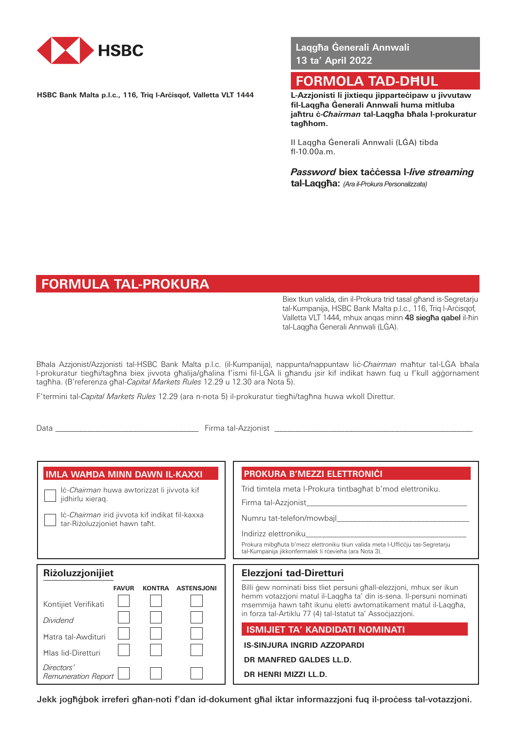HSBC

**HSBC Bank Malta p.l.c., 116, Triq l-Arċisqof, Valletta VLT 1444**

**Laqgħa Ġenerali Annwali**
**13 ta' April 2022**

# FORMOLA TAD-DĦUL

**L-Azzjonisti li jixtiequ jipparteċipaw u jivvutaw fil-Laqgħa Ġenerali Annwali huma mitluba jaħtru ċ-*Chairman* tal-Laqgħa bħala l-prokuratur tagħhom.**

Il Laqgħa Ġenerali Annwali (LĠA) tibda fl-10.00a.m.

***Password*** **biex taċċessa l-*live streaming* tal-Laqgħa:** *(Ara il-Prokura Personalizzata)*

# FORMULA TAL-PROKURA

Biex tkun valida, din il-Prokura trid tasal għand is-Segretarju tal-Kumpanija, HSBC Bank Malta p.l.c., 116, Triq l-Arċisqof, Valletta VLT 1444, mhux anqas minn **48 siegħa qabel** il-ħin tal-Laqgħa Ġenerali Annwali (LĠA).

Bħala Azzjonist/Azzjonisti tal-HSBC Bank Malta p.l.c. (il-Kumpanija), nappunta/nappuntaw liċ-*Chairman* maħtur tal-LĠA bħala l-prokuratur tiegħi/tagħna biex jivvota għalija/għalina f'ismi fil-LĠA li għandu jsir kif indikat hawn fuq u f'kull aġġornament tagħha. (B'referenza għal-*Capital Markets Rules* 12.29 u 12.30 ara Nota 5).

F'termini tal-*Capital Markets Rules* 12.29 (ara n-nota 5) il-prokuratur tiegħi/tagħna huwa wkoll Direttur.

Data ______________________________ Firma tal-Azzjonist ______________________________

## IMLA WAĦDA MINN DAWN IL-KAXXI

☐ Iċ-*Chairman* huwa awtorizzat li jivvota kif jidhirlu xieraq.

☐ Iċ-*Chairman* irid jivvota kif indikat fil-kaxxa tar-Riżoluzzjoniet hawn taħt.

## PROKURA B'MEZZI ELETTRONIĊI

Trid timtela meta l-Prokura tintbagħat b'mod elettroniku.

Firma tal-Azzjonist______________________________

Numru tat-telefon/mowbajl______________________________

Indirizz elettroniku______________________________

Prokura mibgħuta b'mezz elettroniku tkun valida meta l-Uffiċċju tas-Segretarju tal-Kumpanija jikkonfermalek li rċevieha (ara Nota 3).

## Riżoluzzjonijiet

| | FAVUR | KONTRA | ASTENSJONI |
|---|---|---|---|
| Kontijiet Verifikati | ☐ | ☐ | ☐ |
| *Dividend* | ☐ | ☐ | ☐ |
| Ħatra tal-Awdituri | ☐ | ☐ | ☐ |
| Ħlas lid-Diretturi | ☐ | ☐ | ☐ |
| *Directors' Remuneration Report* | ☐ | ☐ | ☐ |

## Elezzjoni tad-Diretturi

Billi ġew nominati biss tliet persuni għall-elezzjoni, mhux ser ikun hemm votazzjoni matul il-Laqgħa ta' din is-sena. Il-persuni nominati msemmija hawn taħt ikunu eletti awtomatikament matul il-Laqgħa, in forza tal-Artiklu 77 (4) tal-Istatut ta' Assoċjazzjoni.

### ISMIJIET TA' KANDIDATI NOMINATI

**IS-SINJURA INGRID AZZOPARDI**

**DR MANFRED GALDES LL.D.**

**DR HENRI MIZZI LL.D.**

**Jekk jogħġbok irreferi għan-noti f'dan id-dokument għal iktar informazzjoni fuq il-proċess tal-votazzjoni.**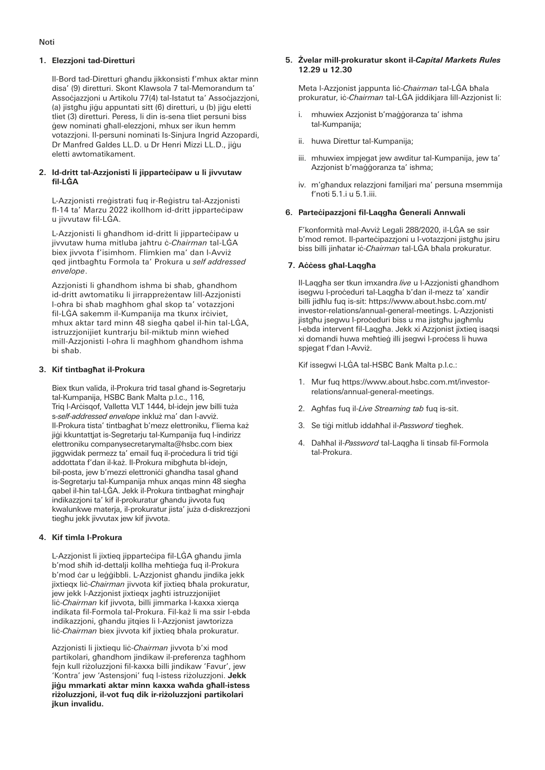Noti

## 1. Elezzjoni tad-Diretturi

Il-Bord tad-Diretturi għandu jikkonsisti f'mhux aktar minn disa' (9) diretturi. Skont Klawsola 7 tal-Memorandum ta' Assoċjazzjoni u Artikolu 77(4) tal-Istatut ta' Assoċjazzjoni, (a) jistgħu jiġu appuntati sitt (6) diretturi, u (b) jiġu eletti tliet (3) diretturi. Peress, li din is-sena tliet persuni biss ġew nominati għall-elezzjoni, mhux ser ikun hemm votazzjoni. Il-persuni nominati Is-Sinjura Ingrid Azzopardi, Dr Manfred Galdes LL.D. u Dr Henri Mizzi LL.D., jiġu eletti awtomatikament.

## 2. Id-dritt tal-Azzjonisti li jipparteċipaw u li jivvutaw fil-LĠA

L-Azzjonisti rreġistrati fuq ir-Reġistru tal-Azzjonisti fl-14 ta' Marzu 2022 ikollhom id-dritt jipparteċipaw u jivvutaw fil-LĠA.

L-Azzjonisti li għandhom id-dritt li jipparteċipaw u jivvutaw huma mitluba jaħtru ċ-*Chairman* tal-LĠA biex jivvota f'isimhom. Flimkien ma' dan l-Avviż qed jintbagħtu Formola ta' Prokura u *self addressed envelope*.

Azzjonisti li għandhom ishma bi sħab, għandhom id-dritt awtomatiku li jirrappreżentaw lill-Azzjonisti l-oħra bi sħab magħhom għal skop ta' votazzjoni fil-LĠA sakemm il-Kumpanija ma tkunx irċiviet, mhux aktar tard minn 48 siegħa qabel il-ħin tal-LĠA, istruzzjonijiet kuntrarju bil-miktub minn wieħed mill-Azzjonisti l-oħra li magħhom għandhom ishma bi sħab.

## 3. Kif tintbagħat il-Prokura

Biex tkun valida, il-Prokura trid tasal għand is-Segretarju tal-Kumpanija, HSBC Bank Malta p.l.c., 116, Triq l-Arċisqof, Valletta VLT 1444, bl-idejn jew billi tuża s-*self-addressed envelope* inkluż ma' dan l-avviż. Il-Prokura tista' tintbagħat b'mezz elettroniku, f'liema każ jiġi kkuntattjat is-Segretarju tal-Kumpanija fuq l-indirizz elettroniku companysecretarymalta@hsbc.com biex jiggwidak permezz ta' email fuq il-proċedura li trid tiġi addottata f'dan il-każ. Il-Prokura mibgħuta bl-idejn, bil-posta, jew b'mezzi elettroniċi għandha tasal għand is-Segretarju tal-Kumpanija mhux anqas minn 48 siegħa qabel il-ħin tal-LĠA. Jekk il-Prokura tintbagħat mingħajr indikazzjoni ta' kif il-prokuratur għandu jivvota fuq kwalunkwe materja, il-prokuratur jista' juża d-diskrezzjoni tiegħu jekk jivvutax jew kif jivvota.

## 4. Kif timla l-Prokura

L-Azzjonist li jixtieq jipparteċipa fil-LĠA għandu jimla b'mod sħiħ id-dettalji kollha meħtieġa fuq il-Prokura b'mod ċar u leġġibbli. L-Azzjonist għandu jindika jekk jixtieqx liċ-*Chairman* jivvota kif jixtieq bħala prokuratur, jew jekk l-Azzjonist jixtieqx jagħti istruzzjonijiet liċ-*Chairman* kif jivvota, billi jimmarka l-kaxxa xierqa indikata fil-Formola tal-Prokura. Fil-każ li ma ssir l-ebda indikazzjoni, għandu jitqies li l-Azzjonist jawtorizza liċ-*Chairman* biex jivvota kif jixtieq bħala prokuratur.

Azzjonisti li jixtiequ liċ-*Chairman* jivvota b'xi mod partikolari, għandhom jindikaw il-preferenza tagħhom fejn kull riżoluzzjoni fil-kaxxa billi jindikaw 'Favur', jew 'Kontra' jew 'Astensjoni' fuq l-istess riżoluzzjoni. **Jekk jiġu mmarkati aktar minn kaxxa waħda għall-istess riżoluzzjoni, il-vot fuq dik ir-riżoluzzjoni partikolari jkun invalidu.**

## 5. Żvelar mill-prokuratur skont il-*Capital Markets Rules* 12.29 u 12.30

Meta l-Azzjonist jappunta liċ-*Chairman* tal-LĠA bħala prokuratur, iċ-*Chairman* tal-LĠA jiddikjara lill-Azzjonist li:

i. mhuwiex Azzjonist b'maġġoranza ta' ishma tal-Kumpanija;

ii. huwa Direttur tal-Kumpanija;

iii. mhuwiex impjegat jew awditur tal-Kumpanija, jew ta' Azzjonist b'maġġoranza ta' ishma;

iv. m'għandux relazzjoni familjari ma' persuna msemmija f'noti 5.1.i u 5.1.iii.

## 6. Parteċipazzjoni fil-Laqgħa Ġenerali Annwali

F'konformità mal-Avviż Legali 288/2020, il-LĠA se ssir b'mod remot. Il-parteċipazzjoni u l-votazzjoni jistgħu jsiru biss billi jinħatar iċ-*Chairman* tal-LĠA bħala prokuratur.

## 7. Aċċess għal-Laqgħa

Il-Laqgħa ser tkun imxandra *live* u l-Azzjonisti għandhom isegwu l-proċeduri tal-Laqgħa b'dan il-mezz ta' xandir billi jidħlu fuq is-sit: https://www.about.hsbc.com.mt/investor-relations/annual-general-meetings. L-Azzjonisti jistgħu jsegwu l-proċeduri biss u ma jistgħu jagħmlu l-ebda intervent fil-Laqgħa. Jekk xi Azzjonist jixtieq isaqsi xi domandi huwa meħtieġ illi jsegwi l-proċess li huwa spjegat f'dan l-Avviż.

Kif issegwi l-LĠA tal-HSBC Bank Malta p.l.c.:

1. Mur fuq https://www.about.hsbc.com.mt/investor-relations/annual-general-meetings.
2. Agħfas fuq il-*Live Streaming tab* fuq is-sit.
3. Se tiġi mitlub iddaħħal il-*Password* tiegħek.
4. Daħħal il-*Password* tal-Laqgħa li tinsab fil-Formola tal-Prokura.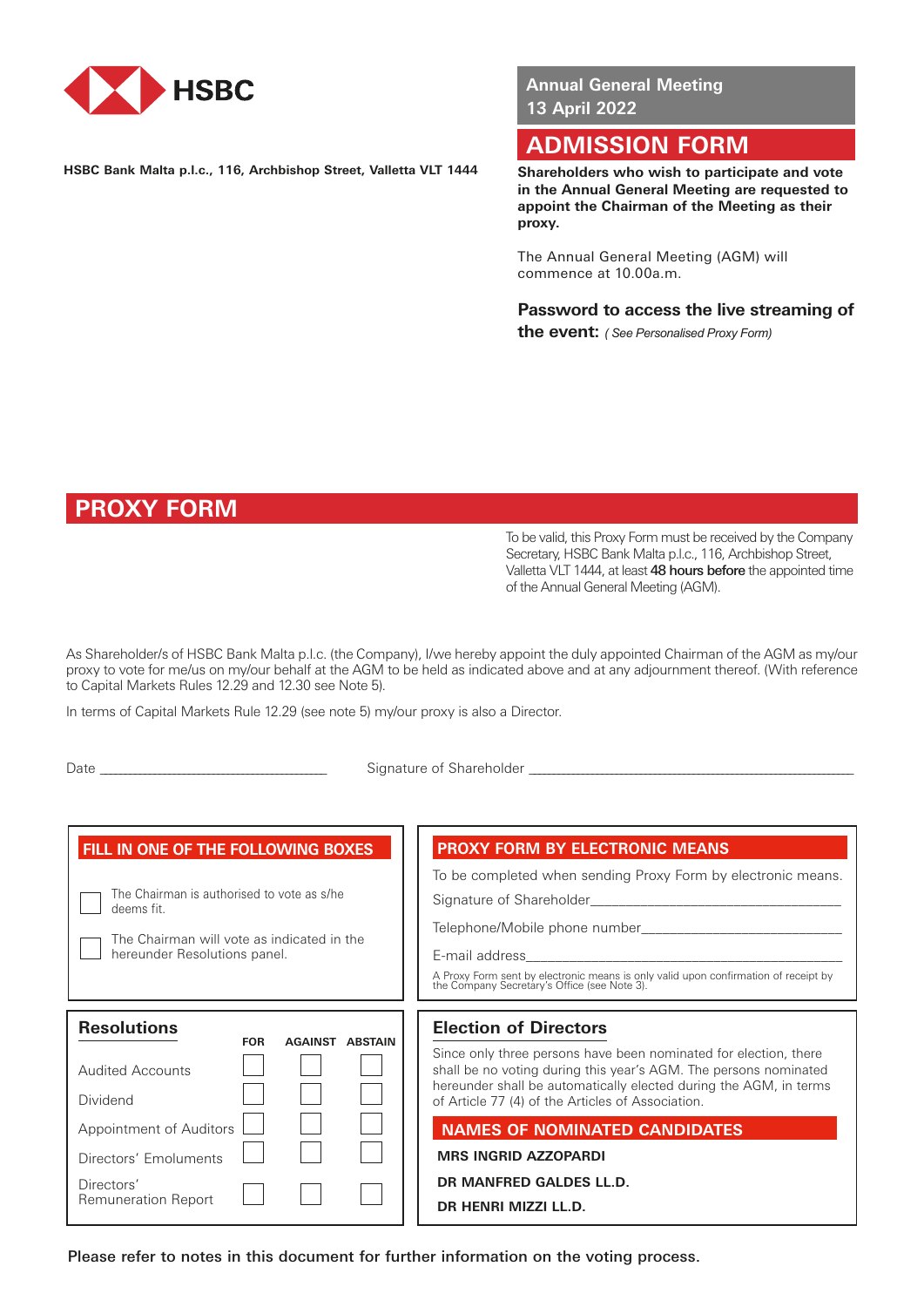HSBC

**HSBC Bank Malta p.l.c., 116, Archbishop Street, Valletta VLT 1444**

**Annual General Meeting**
**13 April 2022**

# ADMISSION FORM

**Shareholders who wish to participate and vote in the Annual General Meeting are requested to appoint the Chairman of the Meeting as their proxy.**

The Annual General Meeting (AGM) will commence at 10.00a.m.

**Password to access the live streaming of the event:** *( See Personalised Proxy Form)*

# PROXY FORM

To be valid, this Proxy Form must be received by the Company Secretary, HSBC Bank Malta p.l.c., 116, Archbishop Street, Valletta VLT 1444, at least **48 hours before** the appointed time of the Annual General Meeting (AGM).

As Shareholder/s of HSBC Bank Malta p.l.c. (the Company), I/we hereby appoint the duly appointed Chairman of the AGM as my/our proxy to vote for me/us on my/our behalf at the AGM to be held as indicated above and at any adjournment thereof. (With reference to Capital Markets Rules 12.29 and 12.30 see Note 5).

In terms of Capital Markets Rule 12.29 (see note 5) my/our proxy is also a Director.

Date ______________________________ Signature of Shareholder ________________________________________________

## FILL IN ONE OF THE FOLLOWING BOXES

☐ The Chairman is authorised to vote as s/he deems fit.

☐ The Chairman will vote as indicated in the hereunder Resolutions panel.

## PROXY FORM BY ELECTRONIC MEANS

To be completed when sending Proxy Form by electronic means.

Signature of Shareholder________________________________

Telephone/Mobile phone number__________________________

E-mail address__________________________________________

A Proxy Form sent by electronic means is only valid upon confirmation of receipt by the Company Secretary's Office (see Note 3).

## Resolutions

| | FOR | AGAINST | ABSTAIN |
|---|---|---|---|
| Audited Accounts | ☐ | ☐ | ☐ |
| Dividend | ☐ | ☐ | ☐ |
| Appointment of Auditors | ☐ | ☐ | ☐ |
| Directors' Emoluments | ☐ | ☐ | ☐ |
| Directors' Remuneration Report | ☐ | ☐ | ☐ |

## Election of Directors

Since only three persons have been nominated for election, there shall be no voting during this year's AGM. The persons nominated hereunder shall be automatically elected during the AGM, in terms of Article 77 (4) of the Articles of Association.

### NAMES OF NOMINATED CANDIDATES

**MRS INGRID AZZOPARDI**

**DR MANFRED GALDES LL.D.**

**DR HENRI MIZZI LL.D.**

**Please refer to notes in this document for further information on the voting process.**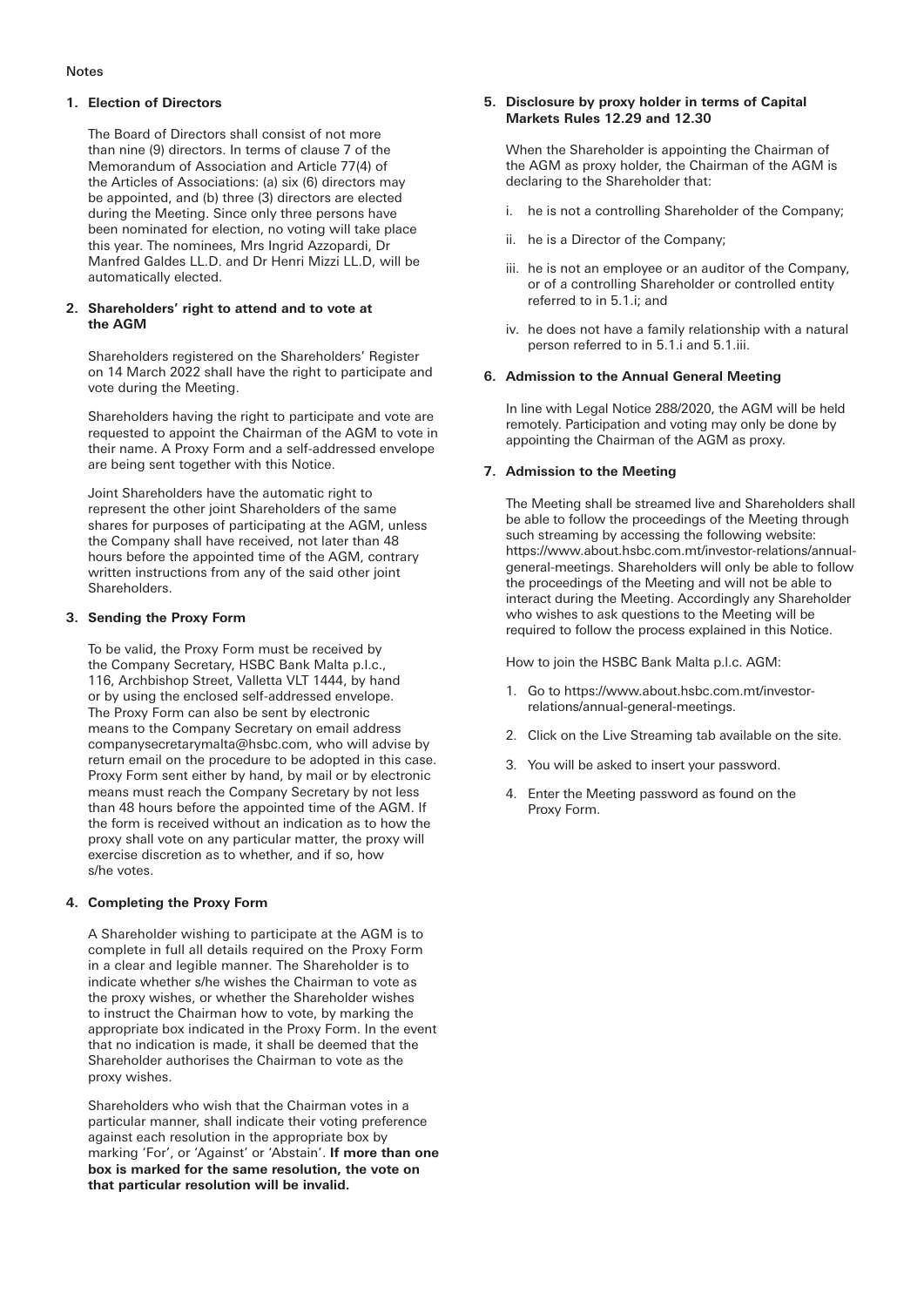Notes

## 1. Election of Directors

The Board of Directors shall consist of not more than nine (9) directors. In terms of clause 7 of the Memorandum of Association and Article 77(4) of the Articles of Associations: (a) six (6) directors may be appointed, and (b) three (3) directors are elected during the Meeting. Since only three persons have been nominated for election, no voting will take place this year. The nominees, Mrs Ingrid Azzopardi, Dr Manfred Galdes LL.D. and Dr Henri Mizzi LL.D, will be automatically elected.

## 2. Shareholders' right to attend and to vote at the AGM

Shareholders registered on the Shareholders' Register on 14 March 2022 shall have the right to participate and vote during the Meeting.

Shareholders having the right to participate and vote are requested to appoint the Chairman of the AGM to vote in their name. A Proxy Form and a self-addressed envelope are being sent together with this Notice.

Joint Shareholders have the automatic right to represent the other joint Shareholders of the same shares for purposes of participating at the AGM, unless the Company shall have received, not later than 48 hours before the appointed time of the AGM, contrary written instructions from any of the said other joint Shareholders.

## 3. Sending the Proxy Form

To be valid, the Proxy Form must be received by the Company Secretary, HSBC Bank Malta p.l.c., 116, Archbishop Street, Valletta VLT 1444, by hand or by using the enclosed self-addressed envelope. The Proxy Form can also be sent by electronic means to the Company Secretary on email address companysecretarymalta@hsbc.com, who will advise by return email on the procedure to be adopted in this case. Proxy Form sent either by hand, by mail or by electronic means must reach the Company Secretary by not less than 48 hours before the appointed time of the AGM. If the form is received without an indication as to how the proxy shall vote on any particular matter, the proxy will exercise discretion as to whether, and if so, how s/he votes.

## 4. Completing the Proxy Form

A Shareholder wishing to participate at the AGM is to complete in full all details required on the Proxy Form in a clear and legible manner. The Shareholder is to indicate whether s/he wishes the Chairman to vote as the proxy wishes, or whether the Shareholder wishes to instruct the Chairman how to vote, by marking the appropriate box indicated in the Proxy Form. In the event that no indication is made, it shall be deemed that the Shareholder authorises the Chairman to vote as the proxy wishes.

Shareholders who wish that the Chairman votes in a particular manner, shall indicate their voting preference against each resolution in the appropriate box by marking 'For', or 'Against' or 'Abstain'. **If more than one box is marked for the same resolution, the vote on that particular resolution will be invalid.**

## 5. Disclosure by proxy holder in terms of Capital Markets Rules 12.29 and 12.30

When the Shareholder is appointing the Chairman of the AGM as proxy holder, the Chairman of the AGM is declaring to the Shareholder that:

i. he is not a controlling Shareholder of the Company;

ii. he is a Director of the Company;

iii. he is not an employee or an auditor of the Company, or of a controlling Shareholder or controlled entity referred to in 5.1.i; and

iv. he does not have a family relationship with a natural person referred to in 5.1.i and 5.1.iii.

## 6. Admission to the Annual General Meeting

In line with Legal Notice 288/2020, the AGM will be held remotely. Participation and voting may only be done by appointing the Chairman of the AGM as proxy.

## 7. Admission to the Meeting

The Meeting shall be streamed live and Shareholders shall be able to follow the proceedings of the Meeting through such streaming by accessing the following website: https://www.about.hsbc.com.mt/investor-relations/annual-general-meetings. Shareholders will only be able to follow the proceedings of the Meeting and will not be able to interact during the Meeting. Accordingly any Shareholder who wishes to ask questions to the Meeting will be required to follow the process explained in this Notice.

How to join the HSBC Bank Malta p.l.c. AGM:

1. Go to https://www.about.hsbc.com.mt/investor-relations/annual-general-meetings.
2. Click on the Live Streaming tab available on the site.
3. You will be asked to insert your password.
4. Enter the Meeting password as found on the Proxy Form.